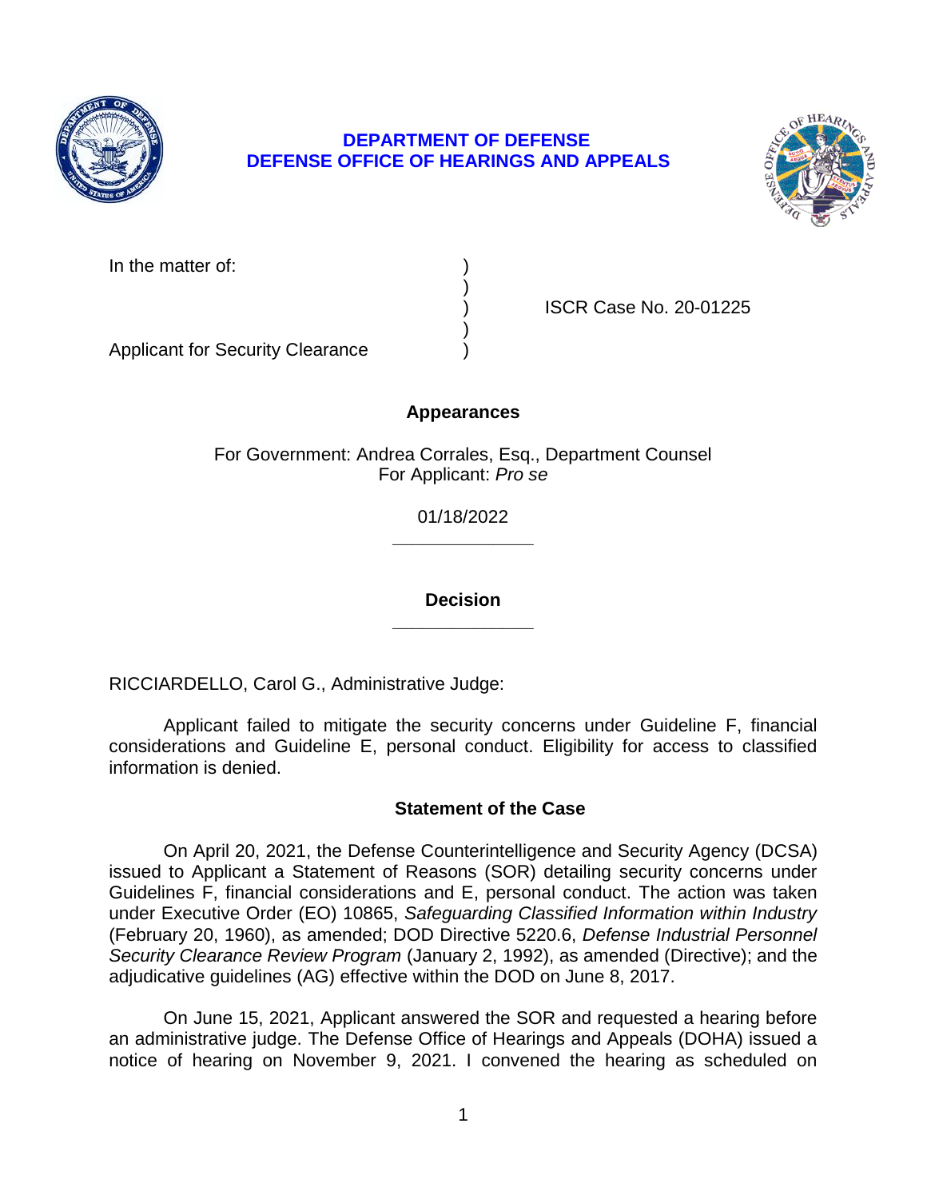**DEPARTMENT OF DEFENSE**
**DEFENSE OFFICE OF HEARINGS AND APPEALS**

In the matter of: )
)
) ISCR Case No. 20-01225
)
Applicant for Security Clearance )

## Appearances

For Government: Andrea Corrales, Esq., Department Counsel
For Applicant: *Pro se*

01/18/2022

______________

## Decision

______________

RICCIARDELLO, Carol G., Administrative Judge:

Applicant failed to mitigate the security concerns under Guideline F, financial considerations and Guideline E, personal conduct. Eligibility for access to classified information is denied.

## Statement of the Case

On April 20, 2021, the Defense Counterintelligence and Security Agency (DCSA) issued to Applicant a Statement of Reasons (SOR) detailing security concerns under Guidelines F, financial considerations and E, personal conduct. The action was taken under Executive Order (EO) 10865, *Safeguarding Classified Information within Industry* (February 20, 1960), as amended; DOD Directive 5220.6, *Defense Industrial Personnel Security Clearance Review Program* (January 2, 1992), as amended (Directive); and the adjudicative guidelines (AG) effective within the DOD on June 8, 2017.

On June 15, 2021, Applicant answered the SOR and requested a hearing before an administrative judge. The Defense Office of Hearings and Appeals (DOHA) issued a notice of hearing on November 9, 2021. I convened the hearing as scheduled on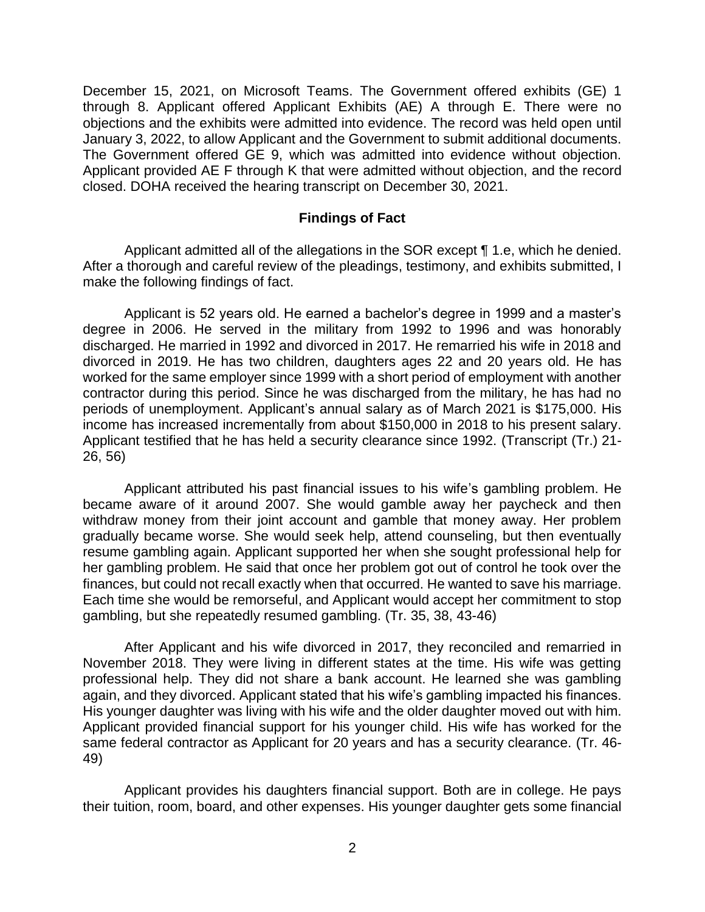December 15, 2021, on Microsoft Teams. The Government offered exhibits (GE) 1 through 8. Applicant offered Applicant Exhibits (AE) A through E. There were no objections and the exhibits were admitted into evidence. The record was held open until January 3, 2022, to allow Applicant and the Government to submit additional documents. The Government offered GE 9, which was admitted into evidence without objection. Applicant provided AE F through K that were admitted without objection, and the record closed. DOHA received the hearing transcript on December 30, 2021.

## Findings of Fact

Applicant admitted all of the allegations in the SOR except ¶ 1.e, which he denied. After a thorough and careful review of the pleadings, testimony, and exhibits submitted, I make the following findings of fact.

Applicant is 52 years old. He earned a bachelor's degree in 1999 and a master's degree in 2006. He served in the military from 1992 to 1996 and was honorably discharged. He married in 1992 and divorced in 2017. He remarried his wife in 2018 and divorced in 2019. He has two children, daughters ages 22 and 20 years old. He has worked for the same employer since 1999 with a short period of employment with another contractor during this period. Since he was discharged from the military, he has had no periods of unemployment. Applicant's annual salary as of March 2021 is $175,000. His income has increased incrementally from about $150,000 in 2018 to his present salary. Applicant testified that he has held a security clearance since 1992. (Transcript (Tr.) 21-26, 56)

Applicant attributed his past financial issues to his wife's gambling problem. He became aware of it around 2007. She would gamble away her paycheck and then withdraw money from their joint account and gamble that money away. Her problem gradually became worse. She would seek help, attend counseling, but then eventually resume gambling again. Applicant supported her when she sought professional help for her gambling problem. He said that once her problem got out of control he took over the finances, but could not recall exactly when that occurred. He wanted to save his marriage. Each time she would be remorseful, and Applicant would accept her commitment to stop gambling, but she repeatedly resumed gambling. (Tr. 35, 38, 43-46)

After Applicant and his wife divorced in 2017, they reconciled and remarried in November 2018. They were living in different states at the time. His wife was getting professional help. They did not share a bank account. He learned she was gambling again, and they divorced. Applicant stated that his wife's gambling impacted his finances. His younger daughter was living with his wife and the older daughter moved out with him. Applicant provided financial support for his younger child. His wife has worked for the same federal contractor as Applicant for 20 years and has a security clearance. (Tr. 46-49)

Applicant provides his daughters financial support. Both are in college. He pays their tuition, room, board, and other expenses. His younger daughter gets some financial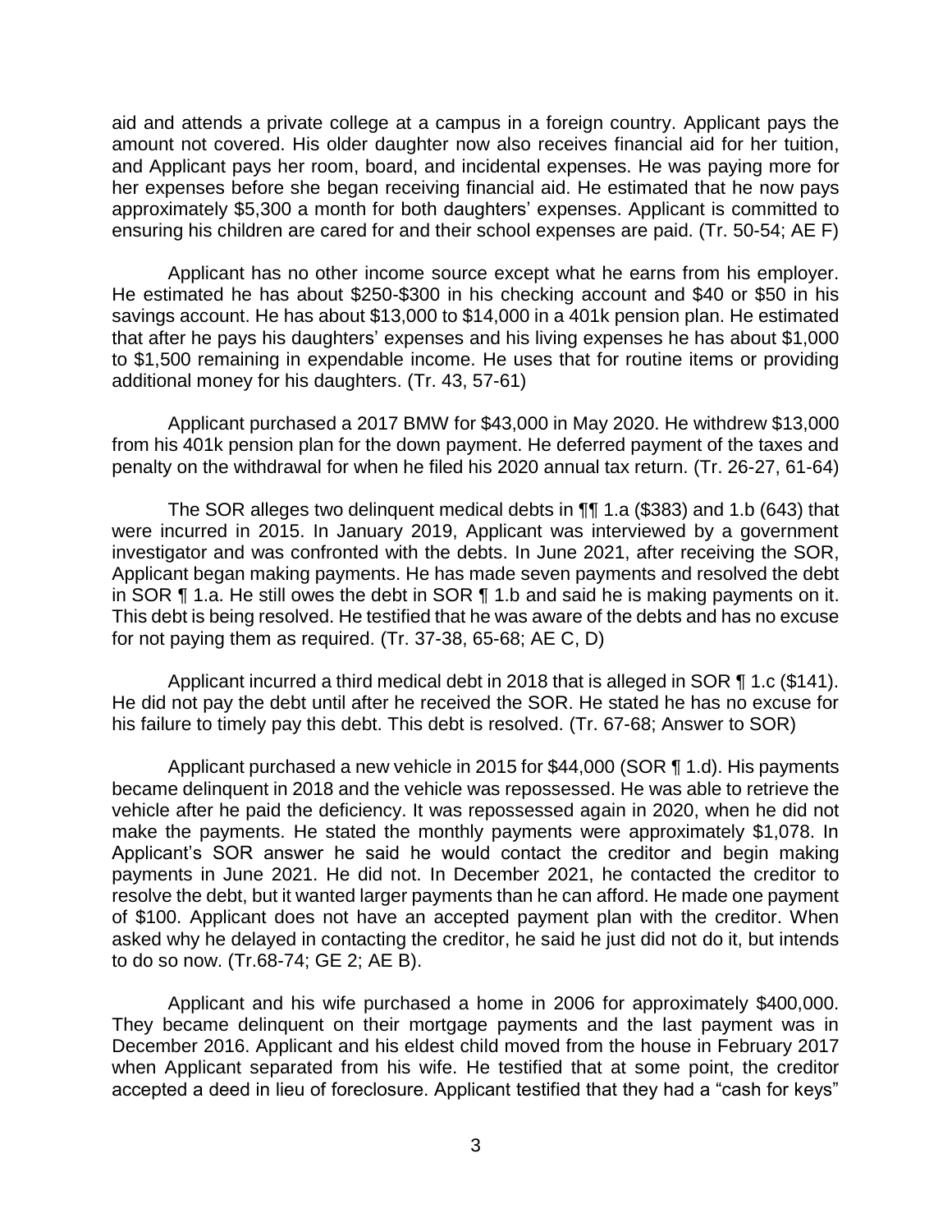aid and attends a private college at a campus in a foreign country. Applicant pays the amount not covered. His older daughter now also receives financial aid for her tuition, and Applicant pays her room, board, and incidental expenses. He was paying more for her expenses before she began receiving financial aid. He estimated that he now pays approximately $5,300 a month for both daughters' expenses. Applicant is committed to ensuring his children are cared for and their school expenses are paid. (Tr. 50-54; AE F)

Applicant has no other income source except what he earns from his employer. He estimated he has about $250-$300 in his checking account and $40 or $50 in his savings account. He has about $13,000 to $14,000 in a 401k pension plan. He estimated that after he pays his daughters' expenses and his living expenses he has about $1,000 to $1,500 remaining in expendable income. He uses that for routine items or providing additional money for his daughters. (Tr. 43, 57-61)

Applicant purchased a 2017 BMW for $43,000 in May 2020. He withdrew $13,000 from his 401k pension plan for the down payment. He deferred payment of the taxes and penalty on the withdrawal for when he filed his 2020 annual tax return. (Tr. 26-27, 61-64)

The SOR alleges two delinquent medical debts in ¶¶ 1.a ($383) and 1.b (643) that were incurred in 2015. In January 2019, Applicant was interviewed by a government investigator and was confronted with the debts. In June 2021, after receiving the SOR, Applicant began making payments. He has made seven payments and resolved the debt in SOR ¶ 1.a. He still owes the debt in SOR ¶ 1.b and said he is making payments on it. This debt is being resolved. He testified that he was aware of the debts and has no excuse for not paying them as required. (Tr. 37-38, 65-68; AE C, D)

Applicant incurred a third medical debt in 2018 that is alleged in SOR ¶ 1.c ($141). He did not pay the debt until after he received the SOR. He stated he has no excuse for his failure to timely pay this debt. This debt is resolved. (Tr. 67-68; Answer to SOR)

Applicant purchased a new vehicle in 2015 for $44,000 (SOR ¶ 1.d). His payments became delinquent in 2018 and the vehicle was repossessed. He was able to retrieve the vehicle after he paid the deficiency. It was repossessed again in 2020, when he did not make the payments. He stated the monthly payments were approximately $1,078. In Applicant's SOR answer he said he would contact the creditor and begin making payments in June 2021. He did not. In December 2021, he contacted the creditor to resolve the debt, but it wanted larger payments than he can afford. He made one payment of $100. Applicant does not have an accepted payment plan with the creditor. When asked why he delayed in contacting the creditor, he said he just did not do it, but intends to do so now. (Tr.68-74; GE 2; AE B).

Applicant and his wife purchased a home in 2006 for approximately $400,000. They became delinquent on their mortgage payments and the last payment was in December 2016. Applicant and his eldest child moved from the house in February 2017 when Applicant separated from his wife. He testified that at some point, the creditor accepted a deed in lieu of foreclosure. Applicant testified that they had a "cash for keys"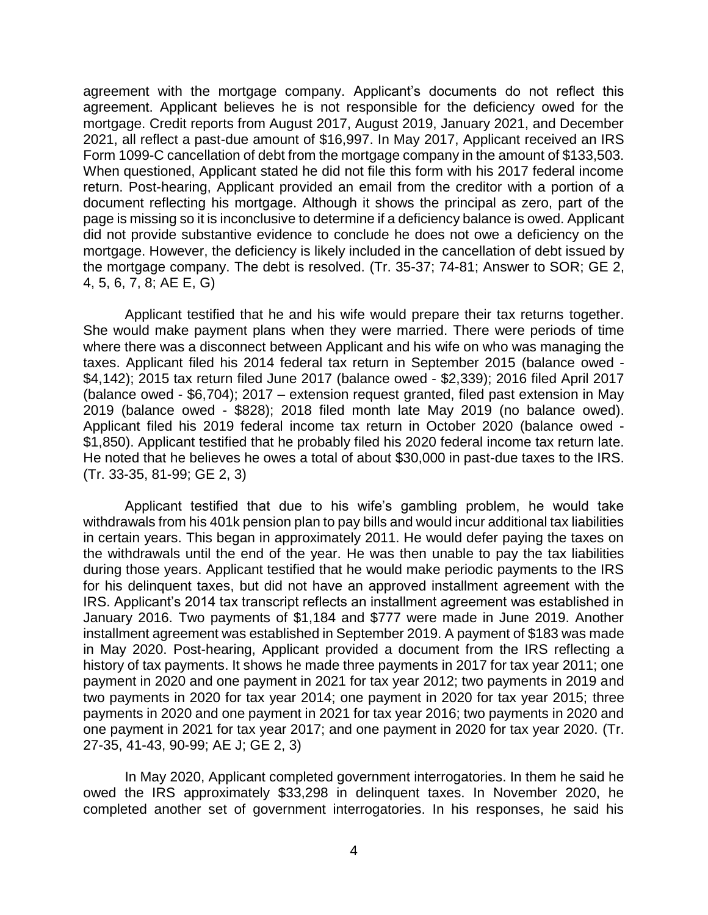agreement with the mortgage company. Applicant's documents do not reflect this agreement. Applicant believes he is not responsible for the deficiency owed for the mortgage. Credit reports from August 2017, August 2019, January 2021, and December 2021, all reflect a past-due amount of $16,997. In May 2017, Applicant received an IRS Form 1099-C cancellation of debt from the mortgage company in the amount of $133,503. When questioned, Applicant stated he did not file this form with his 2017 federal income return. Post-hearing, Applicant provided an email from the creditor with a portion of a document reflecting his mortgage. Although it shows the principal as zero, part of the page is missing so it is inconclusive to determine if a deficiency balance is owed. Applicant did not provide substantive evidence to conclude he does not owe a deficiency on the mortgage. However, the deficiency is likely included in the cancellation of debt issued by the mortgage company. The debt is resolved. (Tr. 35-37; 74-81; Answer to SOR; GE 2, 4, 5, 6, 7, 8; AE E, G)

Applicant testified that he and his wife would prepare their tax returns together. She would make payment plans when they were married. There were periods of time where there was a disconnect between Applicant and his wife on who was managing the taxes. Applicant filed his 2014 federal tax return in September 2015 (balance owed - $4,142); 2015 tax return filed June 2017 (balance owed - $2,339); 2016 filed April 2017 (balance owed - $6,704); 2017 – extension request granted, filed past extension in May 2019 (balance owed - $828); 2018 filed month late May 2019 (no balance owed). Applicant filed his 2019 federal income tax return in October 2020 (balance owed - $1,850). Applicant testified that he probably filed his 2020 federal income tax return late. He noted that he believes he owes a total of about $30,000 in past-due taxes to the IRS. (Tr. 33-35, 81-99; GE 2, 3)

Applicant testified that due to his wife's gambling problem, he would take withdrawals from his 401k pension plan to pay bills and would incur additional tax liabilities in certain years. This began in approximately 2011. He would defer paying the taxes on the withdrawals until the end of the year. He was then unable to pay the tax liabilities during those years. Applicant testified that he would make periodic payments to the IRS for his delinquent taxes, but did not have an approved installment agreement with the IRS. Applicant's 2014 tax transcript reflects an installment agreement was established in January 2016. Two payments of $1,184 and $777 were made in June 2019. Another installment agreement was established in September 2019. A payment of $183 was made in May 2020. Post-hearing, Applicant provided a document from the IRS reflecting a history of tax payments. It shows he made three payments in 2017 for tax year 2011; one payment in 2020 and one payment in 2021 for tax year 2012; two payments in 2019 and two payments in 2020 for tax year 2014; one payment in 2020 for tax year 2015; three payments in 2020 and one payment in 2021 for tax year 2016; two payments in 2020 and one payment in 2021 for tax year 2017; and one payment in 2020 for tax year 2020. (Tr. 27-35, 41-43, 90-99; AE J; GE 2, 3)

In May 2020, Applicant completed government interrogatories. In them he said he owed the IRS approximately $33,298 in delinquent taxes. In November 2020, he completed another set of government interrogatories. In his responses, he said his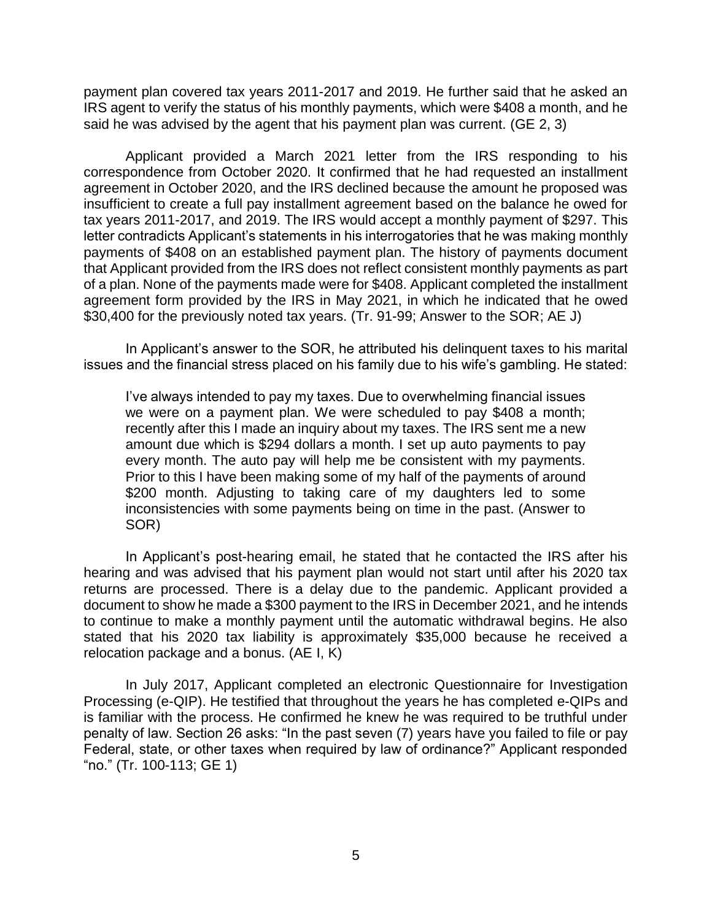payment plan covered tax years 2011-2017 and 2019. He further said that he asked an IRS agent to verify the status of his monthly payments, which were $408 a month, and he said he was advised by the agent that his payment plan was current. (GE 2, 3)

Applicant provided a March 2021 letter from the IRS responding to his correspondence from October 2020. It confirmed that he had requested an installment agreement in October 2020, and the IRS declined because the amount he proposed was insufficient to create a full pay installment agreement based on the balance he owed for tax years 2011-2017, and 2019. The IRS would accept a monthly payment of $297. This letter contradicts Applicant's statements in his interrogatories that he was making monthly payments of $408 on an established payment plan. The history of payments document that Applicant provided from the IRS does not reflect consistent monthly payments as part of a plan. None of the payments made were for $408. Applicant completed the installment agreement form provided by the IRS in May 2021, in which he indicated that he owed $30,400 for the previously noted tax years. (Tr. 91-99; Answer to the SOR; AE J)

In Applicant's answer to the SOR, he attributed his delinquent taxes to his marital issues and the financial stress placed on his family due to his wife's gambling. He stated:

> I've always intended to pay my taxes. Due to overwhelming financial issues we were on a payment plan. We were scheduled to pay $408 a month; recently after this I made an inquiry about my taxes. The IRS sent me a new amount due which is $294 dollars a month. I set up auto payments to pay every month. The auto pay will help me be consistent with my payments. Prior to this I have been making some of my half of the payments of around $200 month. Adjusting to taking care of my daughters led to some inconsistencies with some payments being on time in the past. (Answer to SOR)

In Applicant's post-hearing email, he stated that he contacted the IRS after his hearing and was advised that his payment plan would not start until after his 2020 tax returns are processed. There is a delay due to the pandemic. Applicant provided a document to show he made a $300 payment to the IRS in December 2021, and he intends to continue to make a monthly payment until the automatic withdrawal begins. He also stated that his 2020 tax liability is approximately $35,000 because he received a relocation package and a bonus. (AE I, K)

In July 2017, Applicant completed an electronic Questionnaire for Investigation Processing (e-QIP). He testified that throughout the years he has completed e-QIPs and is familiar with the process. He confirmed he knew he was required to be truthful under penalty of law. Section 26 asks: "In the past seven (7) years have you failed to file or pay Federal, state, or other taxes when required by law of ordinance?" Applicant responded "no." (Tr. 100-113; GE 1)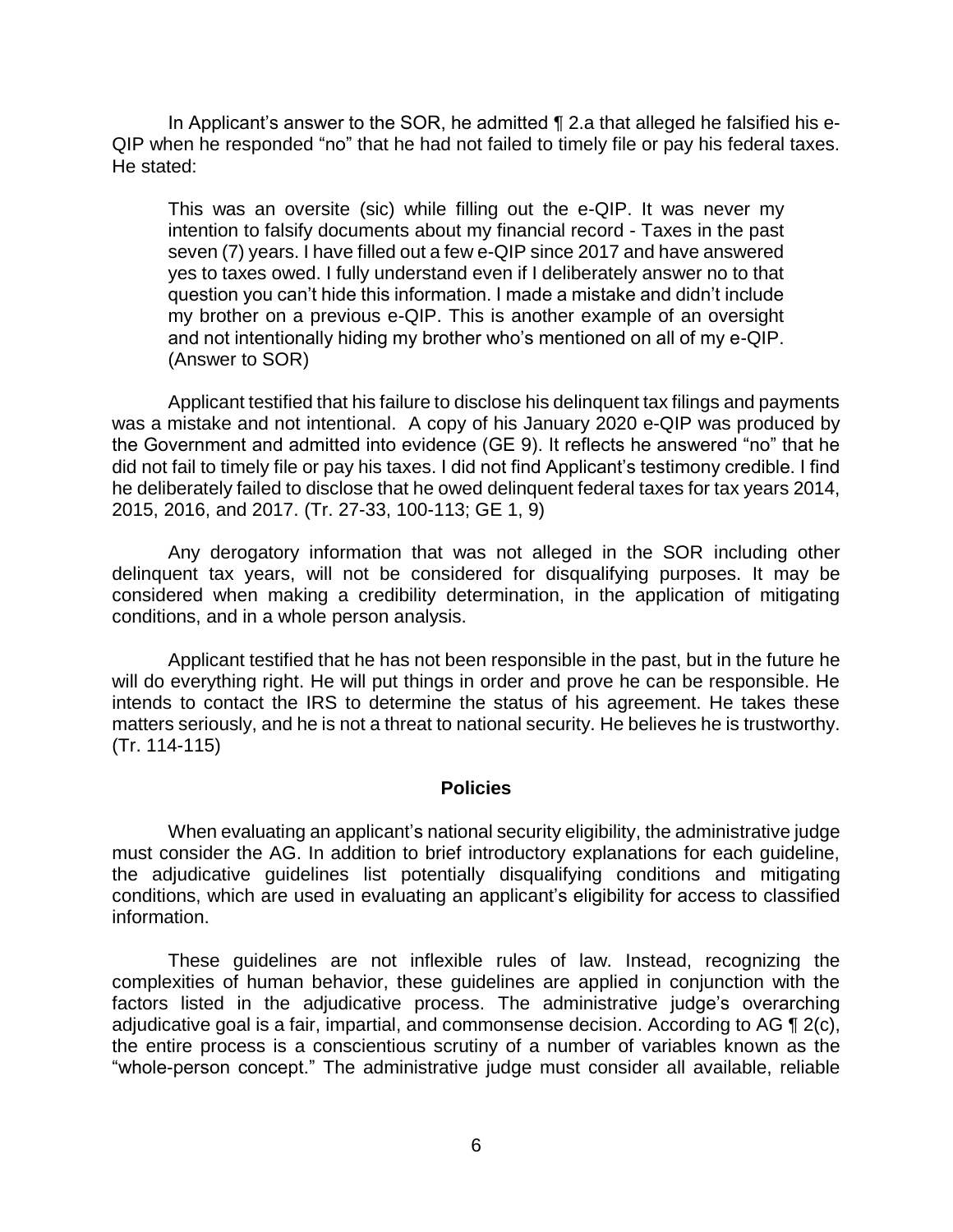In Applicant's answer to the SOR, he admitted ¶ 2.a that alleged he falsified his e-QIP when he responded "no" that he had not failed to timely file or pay his federal taxes. He stated:

> This was an oversite (sic) while filling out the e-QIP. It was never my intention to falsify documents about my financial record - Taxes in the past seven (7) years. I have filled out a few e-QIP since 2017 and have answered yes to taxes owed. I fully understand even if I deliberately answer no to that question you can't hide this information. I made a mistake and didn't include my brother on a previous e-QIP. This is another example of an oversight and not intentionally hiding my brother who's mentioned on all of my e-QIP. (Answer to SOR)

Applicant testified that his failure to disclose his delinquent tax filings and payments was a mistake and not intentional. A copy of his January 2020 e-QIP was produced by the Government and admitted into evidence (GE 9). It reflects he answered "no" that he did not fail to timely file or pay his taxes. I did not find Applicant's testimony credible. I find he deliberately failed to disclose that he owed delinquent federal taxes for tax years 2014, 2015, 2016, and 2017. (Tr. 27-33, 100-113; GE 1, 9)

Any derogatory information that was not alleged in the SOR including other delinquent tax years, will not be considered for disqualifying purposes. It may be considered when making a credibility determination, in the application of mitigating conditions, and in a whole person analysis.

Applicant testified that he has not been responsible in the past, but in the future he will do everything right. He will put things in order and prove he can be responsible. He intends to contact the IRS to determine the status of his agreement. He takes these matters seriously, and he is not a threat to national security. He believes he is trustworthy. (Tr. 114-115)

## Policies

When evaluating an applicant's national security eligibility, the administrative judge must consider the AG. In addition to brief introductory explanations for each guideline, the adjudicative guidelines list potentially disqualifying conditions and mitigating conditions, which are used in evaluating an applicant's eligibility for access to classified information.

These guidelines are not inflexible rules of law. Instead, recognizing the complexities of human behavior, these guidelines are applied in conjunction with the factors listed in the adjudicative process. The administrative judge's overarching adjudicative goal is a fair, impartial, and commonsense decision. According to AG ¶ 2(c), the entire process is a conscientious scrutiny of a number of variables known as the "whole-person concept." The administrative judge must consider all available, reliable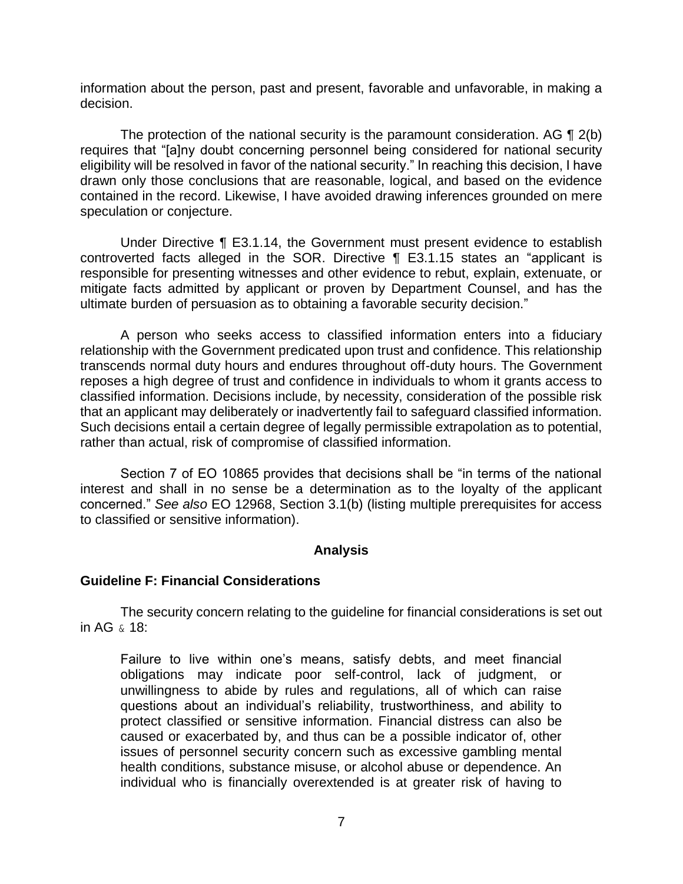information about the person, past and present, favorable and unfavorable, in making a decision.

The protection of the national security is the paramount consideration. AG ¶ 2(b) requires that "[a]ny doubt concerning personnel being considered for national security eligibility will be resolved in favor of the national security." In reaching this decision, I have drawn only those conclusions that are reasonable, logical, and based on the evidence contained in the record. Likewise, I have avoided drawing inferences grounded on mere speculation or conjecture.

Under Directive ¶ E3.1.14, the Government must present evidence to establish controverted facts alleged in the SOR. Directive ¶ E3.1.15 states an "applicant is responsible for presenting witnesses and other evidence to rebut, explain, extenuate, or mitigate facts admitted by applicant or proven by Department Counsel, and has the ultimate burden of persuasion as to obtaining a favorable security decision."

A person who seeks access to classified information enters into a fiduciary relationship with the Government predicated upon trust and confidence. This relationship transcends normal duty hours and endures throughout off-duty hours. The Government reposes a high degree of trust and confidence in individuals to whom it grants access to classified information. Decisions include, by necessity, consideration of the possible risk that an applicant may deliberately or inadvertently fail to safeguard classified information. Such decisions entail a certain degree of legally permissible extrapolation as to potential, rather than actual, risk of compromise of classified information.

Section 7 of EO 10865 provides that decisions shall be "in terms of the national interest and shall in no sense be a determination as to the loyalty of the applicant concerned." *See also* EO 12968, Section 3.1(b) (listing multiple prerequisites for access to classified or sensitive information).

## Analysis

### Guideline F: Financial Considerations

The security concern relating to the guideline for financial considerations is set out in AG ¶ 18:

> Failure to live within one's means, satisfy debts, and meet financial obligations may indicate poor self-control, lack of judgment, or unwillingness to abide by rules and regulations, all of which can raise questions about an individual's reliability, trustworthiness, and ability to protect classified or sensitive information. Financial distress can also be caused or exacerbated by, and thus can be a possible indicator of, other issues of personnel security concern such as excessive gambling mental health conditions, substance misuse, or alcohol abuse or dependence. An individual who is financially overextended is at greater risk of having to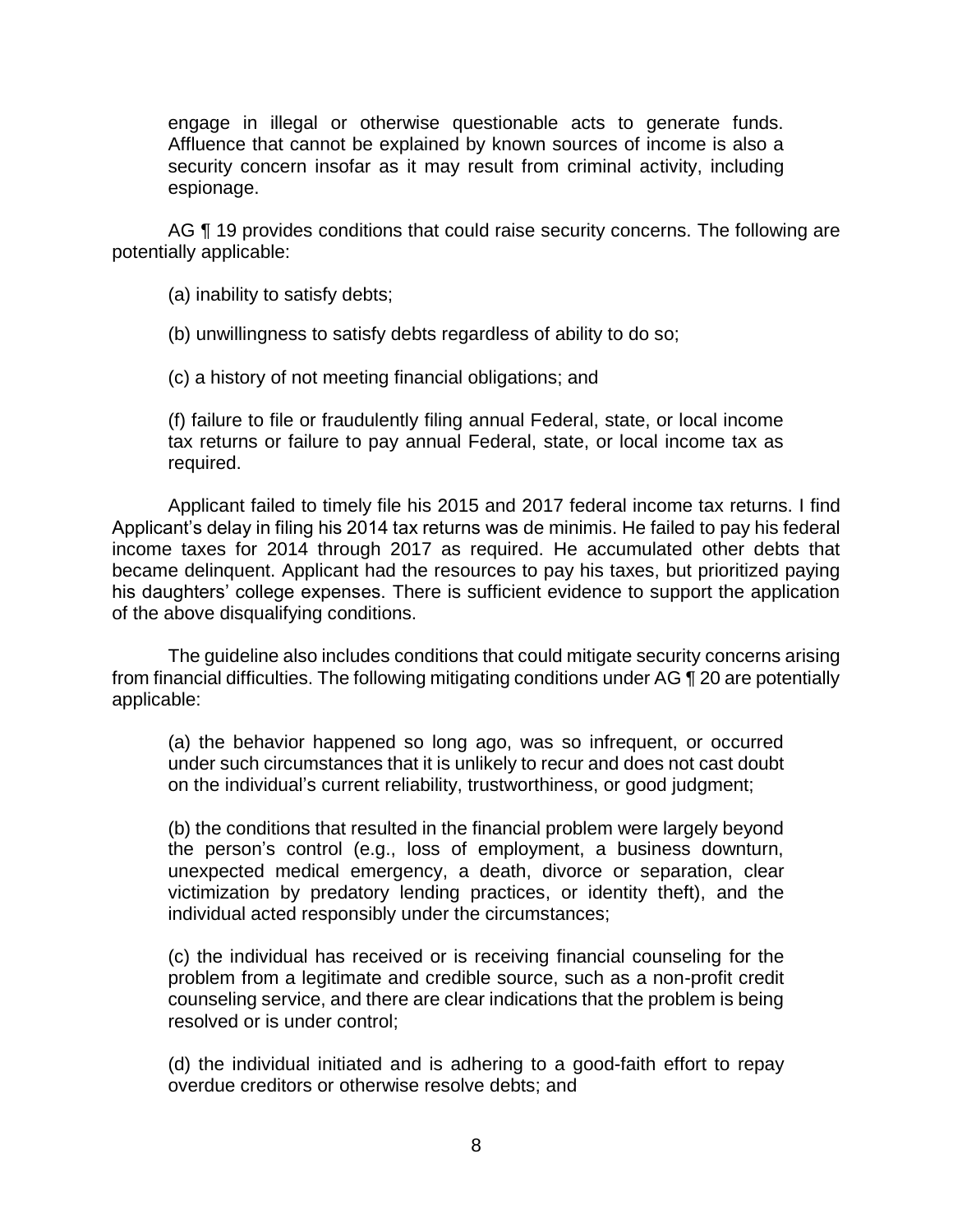> engage in illegal or otherwise questionable acts to generate funds. Affluence that cannot be explained by known sources of income is also a security concern insofar as it may result from criminal activity, including espionage.

AG ¶ 19 provides conditions that could raise security concerns. The following are potentially applicable:

> (a) inability to satisfy debts;
>
> (b) unwillingness to satisfy debts regardless of ability to do so;
>
> (c) a history of not meeting financial obligations; and
>
> (f) failure to file or fraudulently filing annual Federal, state, or local income tax returns or failure to pay annual Federal, state, or local income tax as required.

Applicant failed to timely file his 2015 and 2017 federal income tax returns. I find Applicant's delay in filing his 2014 tax returns was de minimis. He failed to pay his federal income taxes for 2014 through 2017 as required. He accumulated other debts that became delinquent. Applicant had the resources to pay his taxes, but prioritized paying his daughters' college expenses. There is sufficient evidence to support the application of the above disqualifying conditions.

The guideline also includes conditions that could mitigate security concerns arising from financial difficulties. The following mitigating conditions under AG ¶ 20 are potentially applicable:

> (a) the behavior happened so long ago, was so infrequent, or occurred under such circumstances that it is unlikely to recur and does not cast doubt on the individual's current reliability, trustworthiness, or good judgment;
>
> (b) the conditions that resulted in the financial problem were largely beyond the person's control (e.g., loss of employment, a business downturn, unexpected medical emergency, a death, divorce or separation, clear victimization by predatory lending practices, or identity theft), and the individual acted responsibly under the circumstances;
>
> (c) the individual has received or is receiving financial counseling for the problem from a legitimate and credible source, such as a non-profit credit counseling service, and there are clear indications that the problem is being resolved or is under control;
>
> (d) the individual initiated and is adhering to a good-faith effort to repay overdue creditors or otherwise resolve debts; and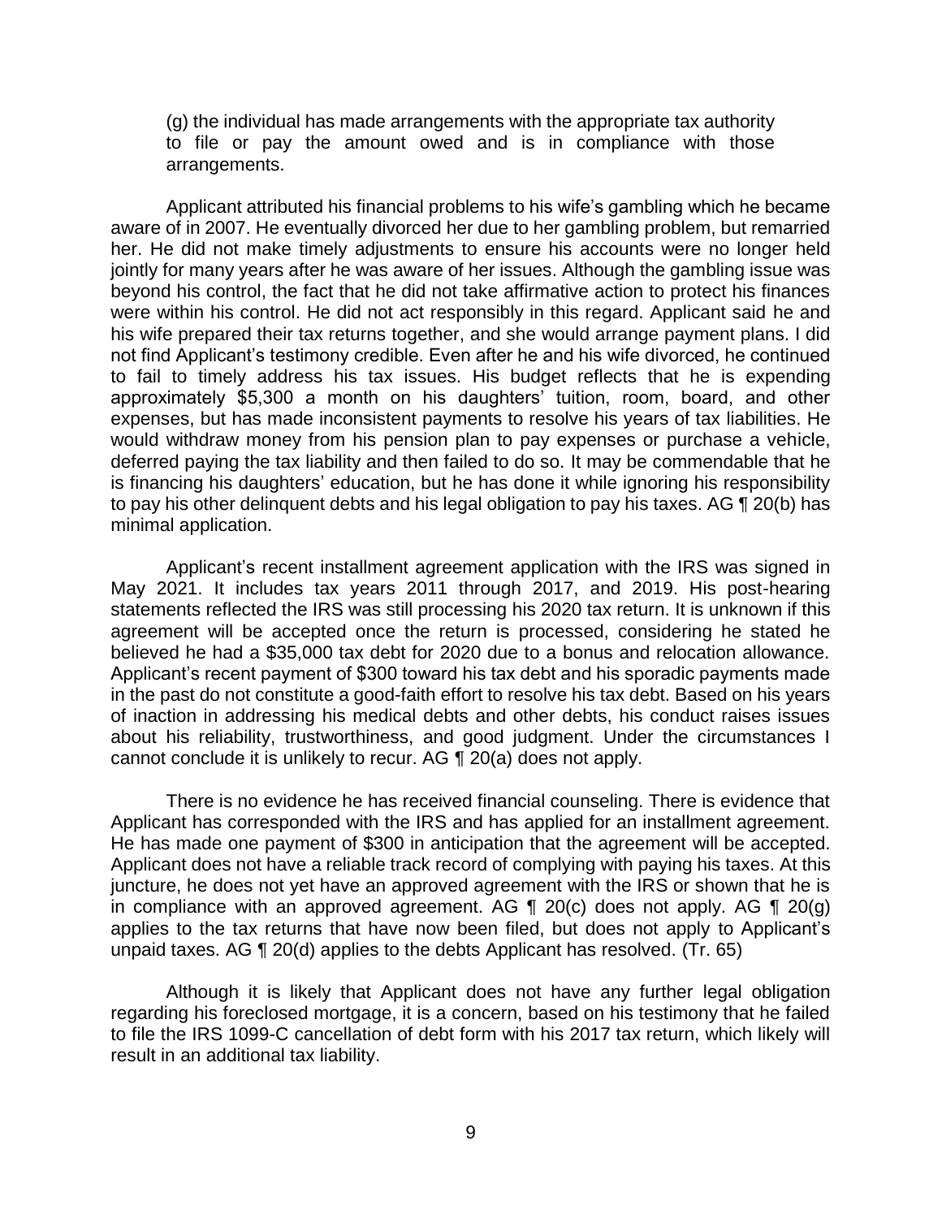(g) the individual has made arrangements with the appropriate tax authority to file or pay the amount owed and is in compliance with those arrangements.

Applicant attributed his financial problems to his wife's gambling which he became aware of in 2007. He eventually divorced her due to her gambling problem, but remarried her. He did not make timely adjustments to ensure his accounts were no longer held jointly for many years after he was aware of her issues. Although the gambling issue was beyond his control, the fact that he did not take affirmative action to protect his finances were within his control. He did not act responsibly in this regard. Applicant said he and his wife prepared their tax returns together, and she would arrange payment plans. I did not find Applicant's testimony credible. Even after he and his wife divorced, he continued to fail to timely address his tax issues. His budget reflects that he is expending approximately $5,300 a month on his daughters' tuition, room, board, and other expenses, but has made inconsistent payments to resolve his years of tax liabilities. He would withdraw money from his pension plan to pay expenses or purchase a vehicle, deferred paying the tax liability and then failed to do so. It may be commendable that he is financing his daughters' education, but he has done it while ignoring his responsibility to pay his other delinquent debts and his legal obligation to pay his taxes. AG ¶ 20(b) has minimal application.

Applicant's recent installment agreement application with the IRS was signed in May 2021. It includes tax years 2011 through 2017, and 2019. His post-hearing statements reflected the IRS was still processing his 2020 tax return. It is unknown if this agreement will be accepted once the return is processed, considering he stated he believed he had a $35,000 tax debt for 2020 due to a bonus and relocation allowance. Applicant's recent payment of $300 toward his tax debt and his sporadic payments made in the past do not constitute a good-faith effort to resolve his tax debt. Based on his years of inaction in addressing his medical debts and other debts, his conduct raises issues about his reliability, trustworthiness, and good judgment. Under the circumstances I cannot conclude it is unlikely to recur. AG ¶ 20(a) does not apply.

There is no evidence he has received financial counseling. There is evidence that Applicant has corresponded with the IRS and has applied for an installment agreement. He has made one payment of $300 in anticipation that the agreement will be accepted. Applicant does not have a reliable track record of complying with paying his taxes. At this juncture, he does not yet have an approved agreement with the IRS or shown that he is in compliance with an approved agreement. AG ¶ 20(c) does not apply. AG ¶ 20(g) applies to the tax returns that have now been filed, but does not apply to Applicant's unpaid taxes. AG ¶ 20(d) applies to the debts Applicant has resolved. (Tr. 65)

Although it is likely that Applicant does not have any further legal obligation regarding his foreclosed mortgage, it is a concern, based on his testimony that he failed to file the IRS 1099-C cancellation of debt form with his 2017 tax return, which likely will result in an additional tax liability.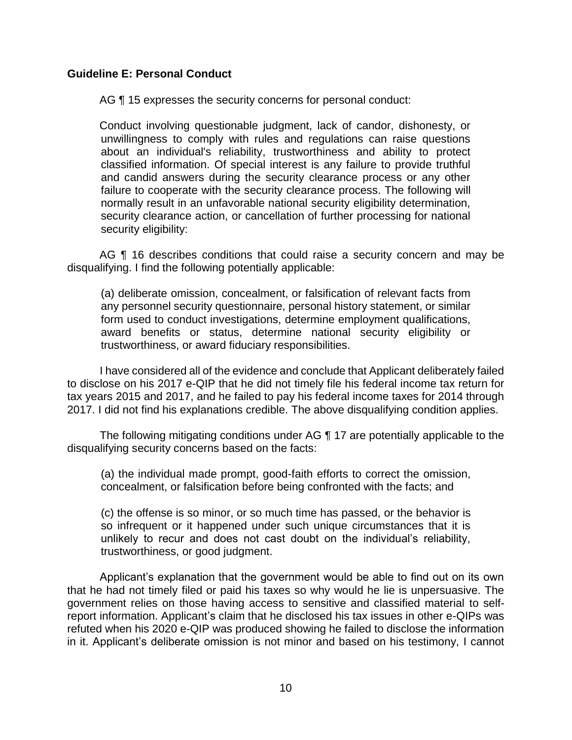**Guideline E: Personal Conduct**

AG ¶ 15 expresses the security concerns for personal conduct:

> Conduct involving questionable judgment, lack of candor, dishonesty, or unwillingness to comply with rules and regulations can raise questions about an individual's reliability, trustworthiness and ability to protect classified information. Of special interest is any failure to provide truthful and candid answers during the security clearance process or any other failure to cooperate with the security clearance process. The following will normally result in an unfavorable national security eligibility determination, security clearance action, or cancellation of further processing for national security eligibility:

AG ¶ 16 describes conditions that could raise a security concern and may be disqualifying. I find the following potentially applicable:

> (a) deliberate omission, concealment, or falsification of relevant facts from any personnel security questionnaire, personal history statement, or similar form used to conduct investigations, determine employment qualifications, award benefits or status, determine national security eligibility or trustworthiness, or award fiduciary responsibilities.

I have considered all of the evidence and conclude that Applicant deliberately failed to disclose on his 2017 e-QIP that he did not timely file his federal income tax return for tax years 2015 and 2017, and he failed to pay his federal income taxes for 2014 through 2017. I did not find his explanations credible. The above disqualifying condition applies.

The following mitigating conditions under AG ¶ 17 are potentially applicable to the disqualifying security concerns based on the facts:

> (a) the individual made prompt, good-faith efforts to correct the omission, concealment, or falsification before being confronted with the facts; and
>
> (c) the offense is so minor, or so much time has passed, or the behavior is so infrequent or it happened under such unique circumstances that it is unlikely to recur and does not cast doubt on the individual's reliability, trustworthiness, or good judgment.

Applicant's explanation that the government would be able to find out on its own that he had not timely filed or paid his taxes so why would he lie is unpersuasive. The government relies on those having access to sensitive and classified material to self-report information. Applicant's claim that he disclosed his tax issues in other e-QIPs was refuted when his 2020 e-QIP was produced showing he failed to disclose the information in it. Applicant's deliberate omission is not minor and based on his testimony, I cannot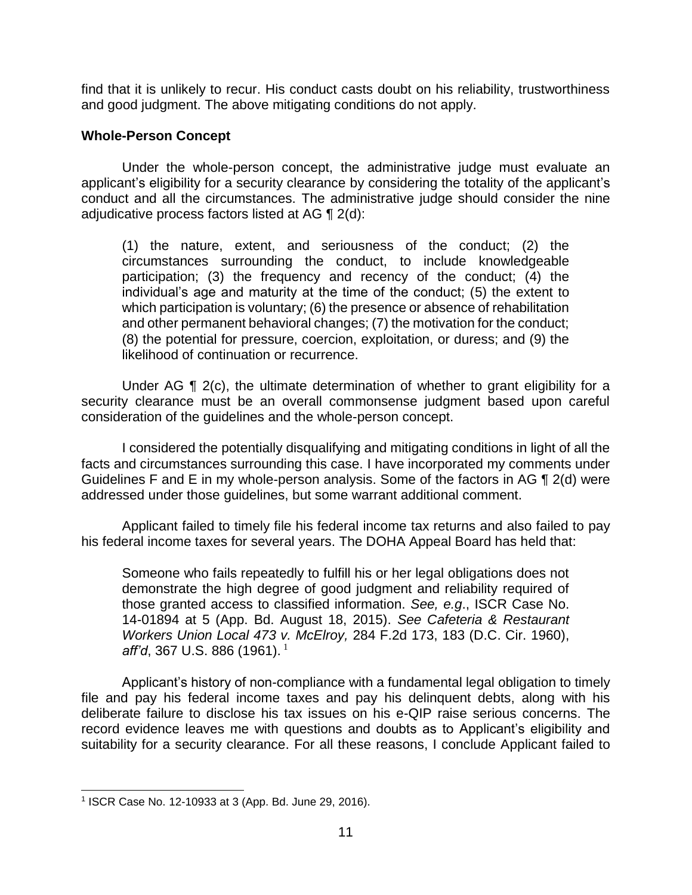find that it is unlikely to recur. His conduct casts doubt on his reliability, trustworthiness and good judgment. The above mitigating conditions do not apply.

**Whole-Person Concept**

Under the whole-person concept, the administrative judge must evaluate an applicant's eligibility for a security clearance by considering the totality of the applicant's conduct and all the circumstances. The administrative judge should consider the nine adjudicative process factors listed at AG ¶ 2(d):

> (1) the nature, extent, and seriousness of the conduct; (2) the circumstances surrounding the conduct, to include knowledgeable participation; (3) the frequency and recency of the conduct; (4) the individual's age and maturity at the time of the conduct; (5) the extent to which participation is voluntary; (6) the presence or absence of rehabilitation and other permanent behavioral changes; (7) the motivation for the conduct; (8) the potential for pressure, coercion, exploitation, or duress; and (9) the likelihood of continuation or recurrence.

Under AG ¶ 2(c), the ultimate determination of whether to grant eligibility for a security clearance must be an overall commonsense judgment based upon careful consideration of the guidelines and the whole-person concept.

I considered the potentially disqualifying and mitigating conditions in light of all the facts and circumstances surrounding this case. I have incorporated my comments under Guidelines F and E in my whole-person analysis. Some of the factors in AG ¶ 2(d) were addressed under those guidelines, but some warrant additional comment.

Applicant failed to timely file his federal income tax returns and also failed to pay his federal income taxes for several years. The DOHA Appeal Board has held that:

> Someone who fails repeatedly to fulfill his or her legal obligations does not demonstrate the high degree of good judgment and reliability required of those granted access to classified information. *See, e.g*., ISCR Case No. 14-01894 at 5 (App. Bd. August 18, 2015). *See Cafeteria & Restaurant Workers Union Local 473 v. McElroy,* 284 F.2d 173, 183 (D.C. Cir. 1960), *aff'd*, 367 U.S. 886 (1961).[1]

Applicant's history of non-compliance with a fundamental legal obligation to timely file and pay his federal income taxes and pay his delinquent debts, along with his deliberate failure to disclose his tax issues on his e-QIP raise serious concerns. The record evidence leaves me with questions and doubts as to Applicant's eligibility and suitability for a security clearance. For all these reasons, I conclude Applicant failed to

---

[1] ISCR Case No. 12-10933 at 3 (App. Bd. June 29, 2016).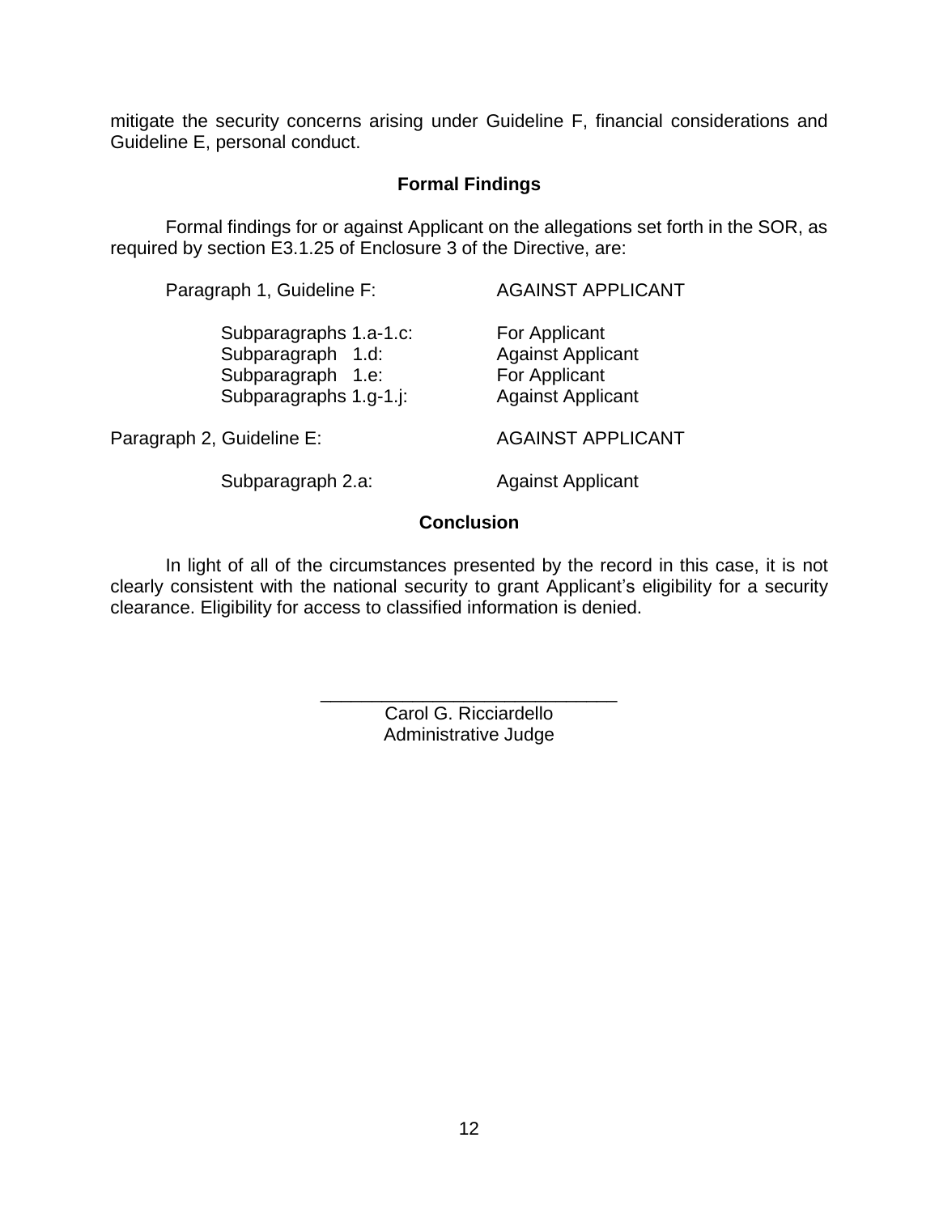mitigate the security concerns arising under Guideline F, financial considerations and Guideline E, personal conduct.

## Formal Findings

Formal findings for or against Applicant on the allegations set forth in the SOR, as required by section E3.1.25 of Enclosure 3 of the Directive, are:

| | |
|---|---|
| Paragraph 1, Guideline F: | AGAINST APPLICANT |
| Subparagraphs 1.a-1.c: | For Applicant |
| Subparagraph 1.d: | Against Applicant |
| Subparagraph 1.e: | For Applicant |
| Subparagraphs 1.g-1.j: | Against Applicant |
| Paragraph 2, Guideline E: | AGAINST APPLICANT |
| Subparagraph 2.a: | Against Applicant |

## Conclusion

In light of all of the circumstances presented by the record in this case, it is not clearly consistent with the national security to grant Applicant's eligibility for a security clearance. Eligibility for access to classified information is denied.

______________________________
Carol G. Ricciardello
Administrative Judge